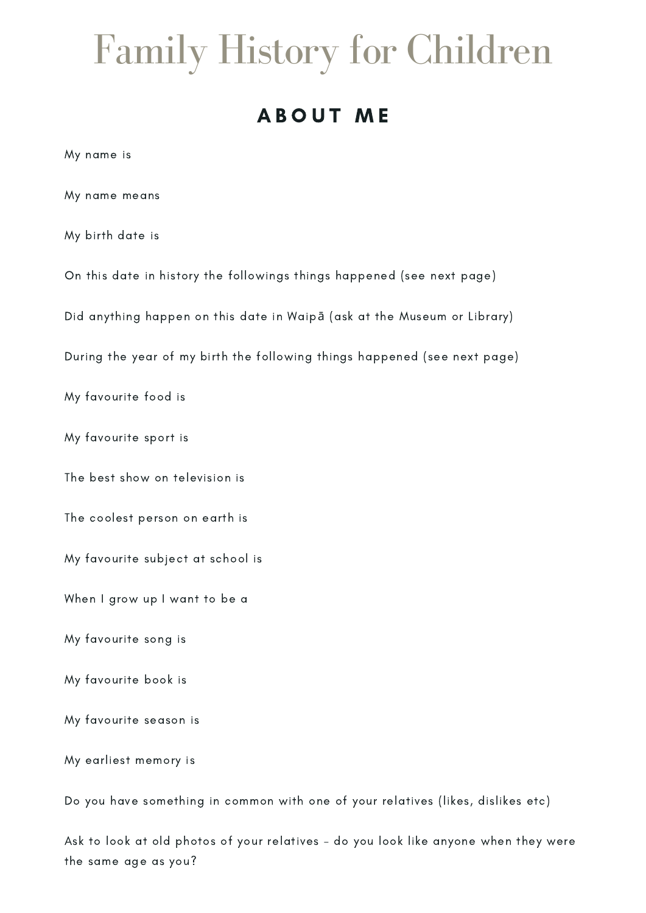# Family History for Children

## ABOUT ME

My name is

My name means

My birth date is

On this date in history the followings things happened (see next page)

Did anything happen on this date in Waipā (ask at the Museum or Library)

During the year of my birth the following things happened (see next page)

My favourite food is

My favourite sport is

The best show on television is

The coolest person on earth is

My favourite subject at school is

When I grow up I want to be a

My favourite song is

My favourite book is

My favourite season is

My earliest memory is

Do you have something in common with one of your relatives (likes, dislikes etc)

Ask to look at old photos of your relatives - do you look like anyone when they were the same age as you?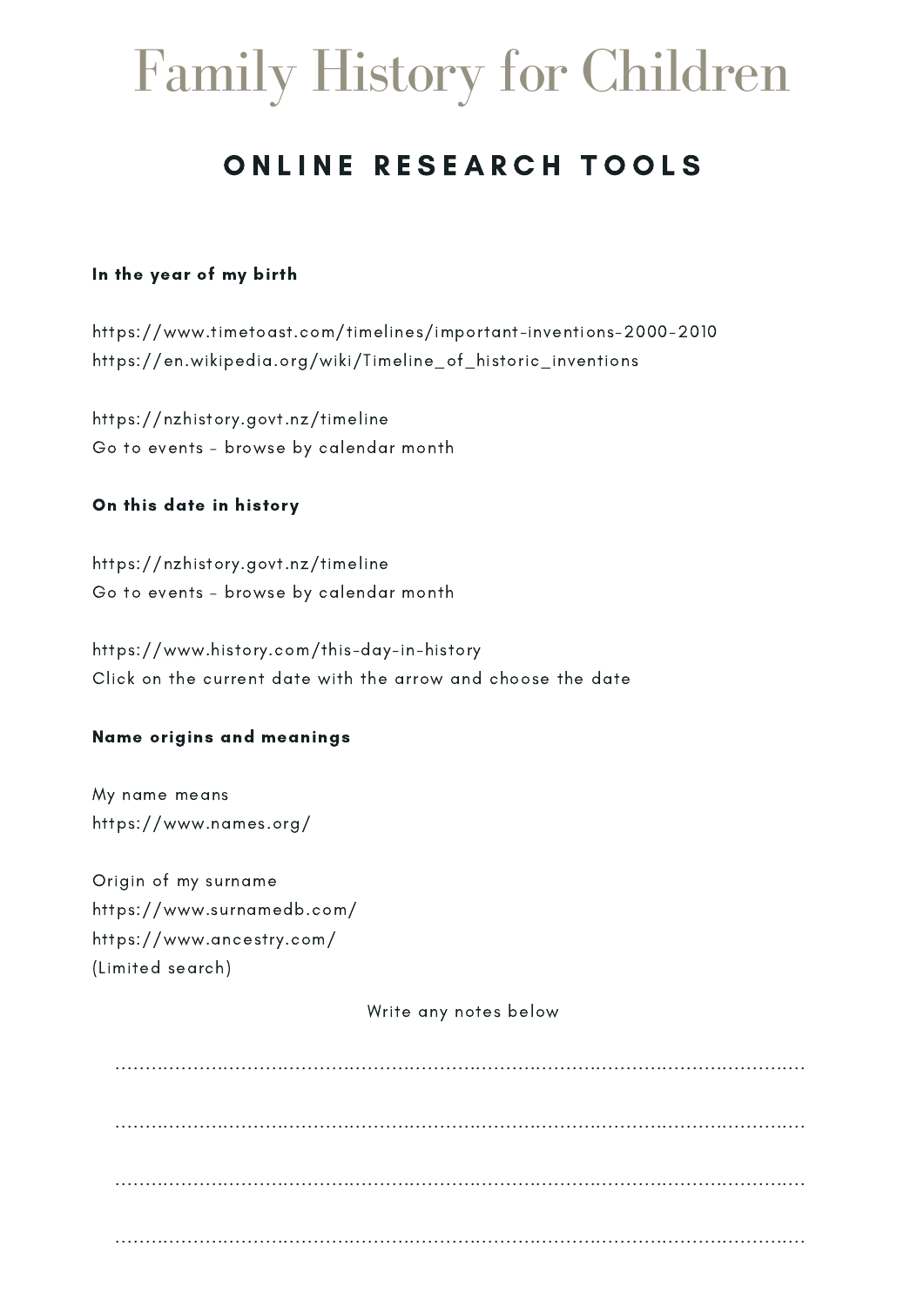# Family History for Children

## ONLINE RESEARCH TOOLS

**In the year of my birth**

https://www.timetoast.com/timelines/important-inventions-2000-2010
https://en.wikipedia.org/wiki/Timeline_of_historic_inventions

https://nzhistory.govt.nz/timeline
Go to events - browse by calendar month

**On this date in history**

https://nzhistory.govt.nz/timeline
Go to events - browse by calendar month

https://www.history.com/this-day-in-history
Click on the current date with the arrow and choose the date

**Name origins and meanings**

My name means
https://www.names.org/

Origin of my surname
https://www.surnamedb.com/
https://www.ancestry.com/
(Limited search)

Write any notes below

.............................................................................................................

.............................................................................................................

.............................................................................................................

.............................................................................................................